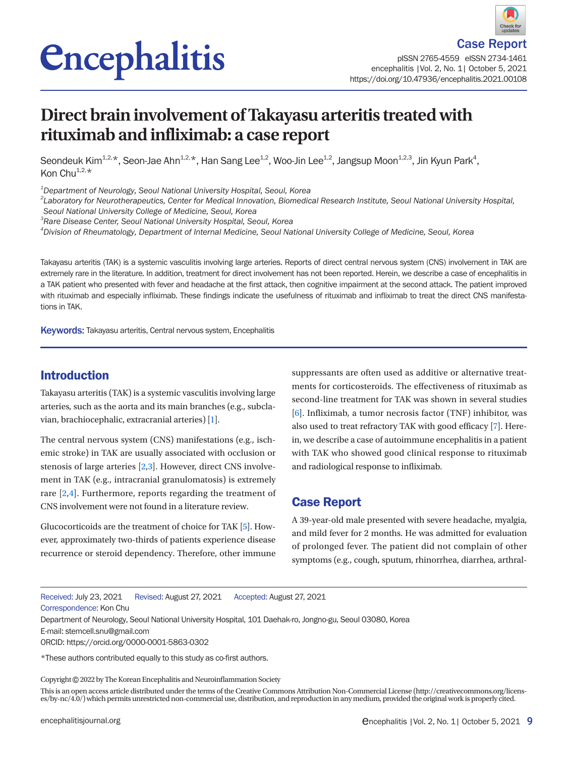Case Report

# Direct brain involvement of Takayasu arteritis treated with rituximab and infliximab: a case report

Seondeuk Kim[1,2,*], Seon-Jae Ahn[1,2,*], Han Sang Lee[1,2], Woo-Jin Lee[1,2], Jangsup Moon[1,2,3], Jin Kyun Park[4], Kon Chu[1,2,*]

[1] *Department of Neurology, Seoul National University Hospital, Seoul, Korea*
[2] *Laboratory for Neurotherapeutics, Center for Medical Innovation, Biomedical Research Institute, Seoul National University Hospital, Seoul National University College of Medicine, Seoul, Korea*
[3] *Rare Disease Center, Seoul National University Hospital, Seoul, Korea*
[4] *Division of Rheumatology, Department of Internal Medicine, Seoul National University College of Medicine, Seoul, Korea*

Takayasu arteritis (TAK) is a systemic vasculitis involving large arteries. Reports of direct central nervous system (CNS) involvement in TAK are extremely rare in the literature. In addition, treatment for direct involvement has not been reported. Herein, we describe a case of encephalitis in a TAK patient who presented with fever and headache at the first attack, then cognitive impairment at the second attack. The patient improved with rituximab and especially infliximab. These findings indicate the usefulness of rituximab and infliximab to treat the direct CNS manifestations in TAK.

**Keywords:** Takayasu arteritis, Central nervous system, Encephalitis

## Introduction

Takayasu arteritis (TAK) is a systemic vasculitis involving large arteries, such as the aorta and its main branches (e.g., subclavian, brachiocephalic, extracranial arteries) [1].

The central nervous system (CNS) manifestations (e.g., ischemic stroke) in TAK are usually associated with occlusion or stenosis of large arteries [2,3]. However, direct CNS involvement in TAK (e.g., intracranial granulomatosis) is extremely rare [2,4]. Furthermore, reports regarding the treatment of CNS involvement were not found in a literature review.

Glucocorticoids are the treatment of choice for TAK [5]. However, approximately two-thirds of patients experience disease recurrence or steroid dependency. Therefore, other immune suppressants are often used as additive or alternative treatments for corticosteroids. The effectiveness of rituximab as second-line treatment for TAK was shown in several studies [6]. Infliximab, a tumor necrosis factor (TNF) inhibitor, was also used to treat refractory TAK with good efficacy [7]. Herein, we describe a case of autoimmune encephalitis in a patient with TAK who showed good clinical response to rituximab and radiological response to infliximab.

## Case Report

A 39-year-old male presented with severe headache, myalgia, and mild fever for 2 months. He was admitted for evaluation of prolonged fever. The patient did not complain of other symptoms (e.g., cough, sputum, rhinorrhea, diarrhea, arthral-

Received: July 23, 2021 Revised: August 27, 2021 Accepted: August 27, 2021
Correspondence: Kon Chu
Department of Neurology, Seoul National University Hospital, 101 Daehak-ro, Jongno-gu, Seoul 03080, Korea
E-mail: stemcell.snu@gmail.com
ORCID: https://orcid.org/0000-0001-5863-0302

*These authors contributed equally to this study as co-first authors.

Copyright © 2022 by The Korean Encephalitis and Neuroinflammation Society

This is an open access article distributed under the terms of the Creative Commons Attribution Non-Commercial License (http://creativecommons.org/licenses/by-nc/4.0/) which permits unrestricted non-commercial use, distribution, and reproduction in any medium, provided the original work is properly cited.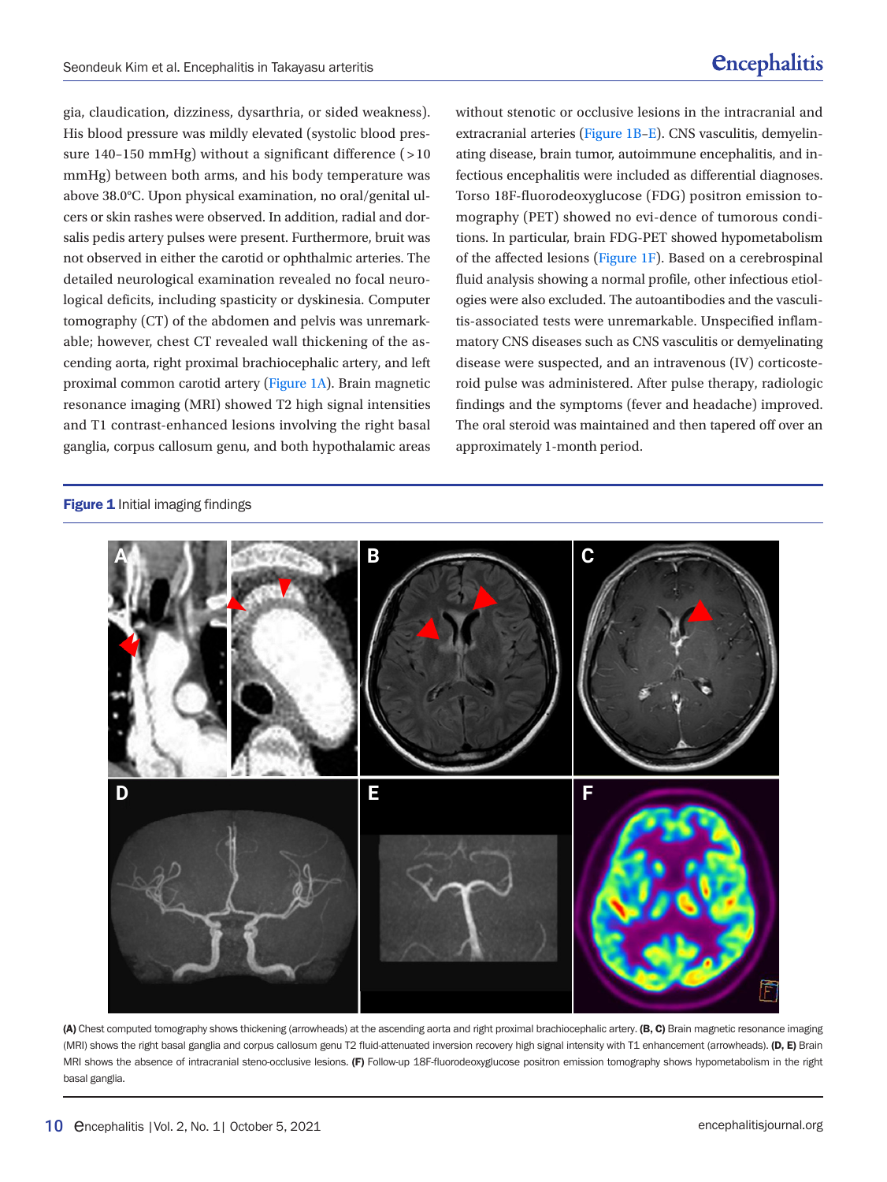gia, claudication, dizziness, dysarthria, or sided weakness). His blood pressure was mildly elevated (systolic blood pressure 140–150 mmHg) without a significant difference (>10 mmHg) between both arms, and his body temperature was above 38.0°C. Upon physical examination, no oral/genital ulcers or skin rashes were observed. In addition, radial and dorsalis pedis artery pulses were present. Furthermore, bruit was not observed in either the carotid or ophthalmic arteries. The detailed neurological examination revealed no focal neurological deficits, including spasticity or dyskinesia. Computer tomography (CT) of the abdomen and pelvis was unremarkable; however, chest CT revealed wall thickening of the ascending aorta, right proximal brachiocephalic artery, and left proximal common carotid artery (Figure 1A). Brain magnetic resonance imaging (MRI) showed T2 high signal intensities and T1 contrast-enhanced lesions involving the right basal ganglia, corpus callosum genu, and both hypothalamic areas without stenotic or occlusive lesions in the intracranial and extracranial arteries (Figure 1B–E). CNS vasculitis, demyelinating disease, brain tumor, autoimmune encephalitis, and infectious encephalitis were included as differential diagnoses. Torso 18F-fluorodeoxyglucose (FDG) positron emission tomography (PET) showed no evi-dence of tumorous conditions. In particular, brain FDG-PET showed hypometabolism of the affected lesions (Figure 1F). Based on a cerebrospinal fluid analysis showing a normal profile, other infectious etiologies were also excluded. The autoantibodies and the vasculitis-associated tests were unremarkable. Unspecified inflammatory CNS diseases such as CNS vasculitis or demyelinating disease were suspected, and an intravenous (IV) corticosteroid pulse was administered. After pulse therapy, radiologic findings and the symptoms (fever and headache) improved. The oral steroid was maintained and then tapered off over an approximately 1-month period.

**Figure 1** Initial imaging findings

**(A)** Chest computed tomography shows thickening (arrowheads) at the ascending aorta and right proximal brachiocephalic artery. **(B, C)** Brain magnetic resonance imaging (MRI) shows the right basal ganglia and corpus callosum genu T2 fluid-attenuated inversion recovery high signal intensity with T1 enhancement (arrowheads). **(D, E)** Brain MRI shows the absence of intracranial steno-occlusive lesions. **(F)** Follow-up 18F-fluorodeoxyglucose positron emission tomography shows hypometabolism in the right basal ganglia.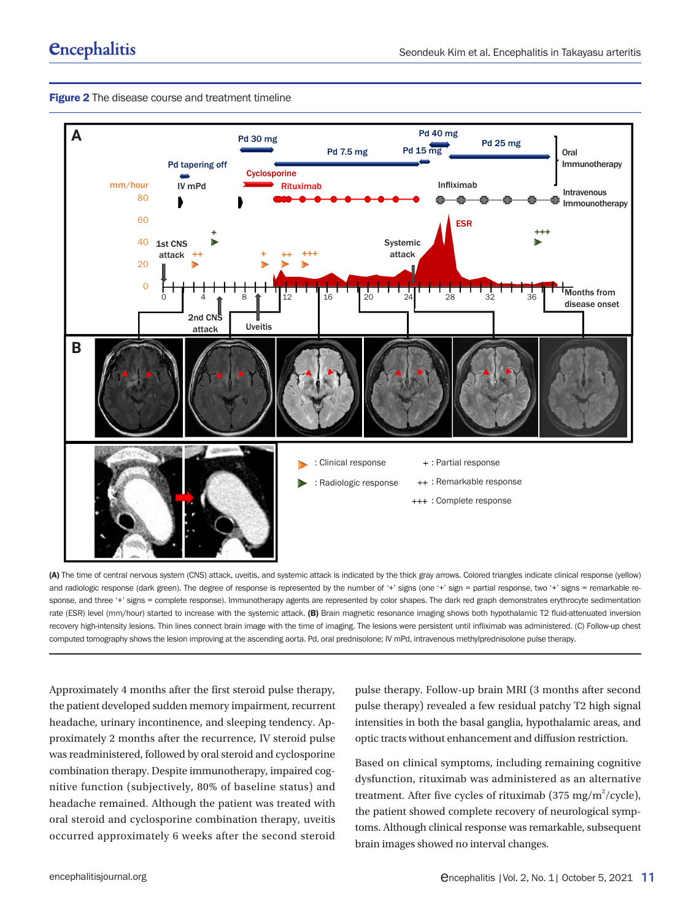**Figure 2** The disease course and treatment timeline

**(A)** The time of central nervous system (CNS) attack, uveitis, and systemic attack is indicated by the thick gray arrows. Colored triangles indicate clinical response (yellow) and radiologic response (dark green). The degree of response is represented by the number of '+' signs (one '+' sign = partial response, two '+' signs = remarkable response, and three '+' signs = complete response). Immunotherapy agents are represented by color shapes. The dark red graph demonstrates erythrocyte sedimentation rate (ESR) level (mm/hour) started to increase with the systemic attack. **(B)** Brain magnetic resonance imaging shows both hypothalamic T2 fluid-attenuated inversion recovery high-intensity lesions. Thin lines connect brain image with the time of imaging. The lesions were persistent until infliximab was administered. (C) Follow-up chest computed tomography shows the lesion improving at the ascending aorta. Pd, oral prednisolone; IV mPd, intravenous methylprednisolone pulse therapy.

Approximately 4 months after the first steroid pulse therapy, the patient developed sudden memory impairment, recurrent headache, urinary incontinence, and sleeping tendency. Approximately 2 months after the recurrence, IV steroid pulse was readministered, followed by oral steroid and cyclosporine combination therapy. Despite immunotherapy, impaired cognitive function (subjectively, 80% of baseline status) and headache remained. Although the patient was treated with oral steroid and cyclosporine combination therapy, uveitis occurred approximately 6 weeks after the second steroid pulse therapy. Follow-up brain MRI (3 months after second pulse therapy) revealed a few residual patchy T2 high signal intensities in both the basal ganglia, hypothalamic areas, and optic tracts without enhancement and diffusion restriction.

Based on clinical symptoms, including remaining cognitive dysfunction, rituximab was administered as an alternative treatment. After five cycles of rituximab (375 $mg/m^2$/cycle), the patient showed complete recovery of neurological symptoms. Although clinical response was remarkable, subsequent brain images showed no interval changes.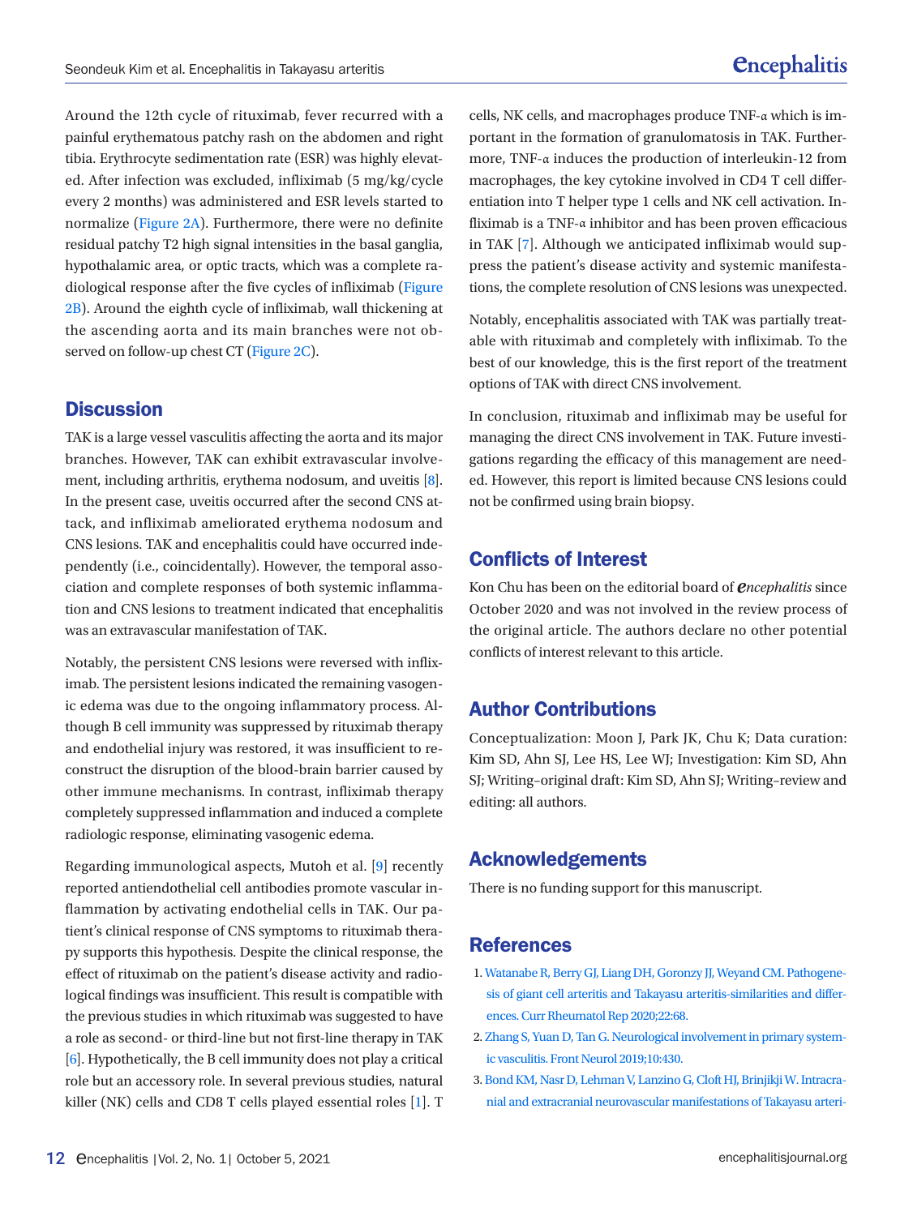Around the 12th cycle of rituximab, fever recurred with a painful erythematous patchy rash on the abdomen and right tibia. Erythrocyte sedimentation rate (ESR) was highly elevated. After infection was excluded, infliximab (5 mg/kg/cycle every 2 months) was administered and ESR levels started to normalize (Figure 2A). Furthermore, there were no definite residual patchy T2 high signal intensities in the basal ganglia, hypothalamic area, or optic tracts, which was a complete radiological response after the five cycles of infliximab (Figure 2B). Around the eighth cycle of infliximab, wall thickening at the ascending aorta and its main branches were not observed on follow-up chest CT (Figure 2C).

## Discussion

TAK is a large vessel vasculitis affecting the aorta and its major branches. However, TAK can exhibit extravascular involvement, including arthritis, erythema nodosum, and uveitis [8]. In the present case, uveitis occurred after the second CNS attack, and infliximab ameliorated erythema nodosum and CNS lesions. TAK and encephalitis could have occurred independently (i.e., coincidentally). However, the temporal association and complete responses of both systemic inflammation and CNS lesions to treatment indicated that encephalitis was an extravascular manifestation of TAK.

Notably, the persistent CNS lesions were reversed with infliximab. The persistent lesions indicated the remaining vasogenic edema was due to the ongoing inflammatory process. Although B cell immunity was suppressed by rituximab therapy and endothelial injury was restored, it was insufficient to reconstruct the disruption of the blood-brain barrier caused by other immune mechanisms. In contrast, infliximab therapy completely suppressed inflammation and induced a complete radiologic response, eliminating vasogenic edema.

Regarding immunological aspects, Mutoh et al. [9] recently reported antiendothelial cell antibodies promote vascular inflammation by activating endothelial cells in TAK. Our patient's clinical response of CNS symptoms to rituximab therapy supports this hypothesis. Despite the clinical response, the effect of rituximab on the patient's disease activity and radiological findings was insufficient. This result is compatible with the previous studies in which rituximab was suggested to have a role as second- or third-line but not first-line therapy in TAK [6]. Hypothetically, the B cell immunity does not play a critical role but an accessory role. In several previous studies, natural killer (NK) cells and CD8 T cells played essential roles [1]. T cells, NK cells, and macrophages produce TNF-α which is important in the formation of granulomatosis in TAK. Furthermore, TNF-α induces the production of interleukin-12 from macrophages, the key cytokine involved in CD4 T cell differentiation into T helper type 1 cells and NK cell activation. Infliximab is a TNF-α inhibitor and has been proven efficacious in TAK [7]. Although we anticipated infliximab would suppress the patient's disease activity and systemic manifestations, the complete resolution of CNS lesions was unexpected.

Notably, encephalitis associated with TAK was partially treatable with rituximab and completely with infliximab. To the best of our knowledge, this is the first report of the treatment options of TAK with direct CNS involvement.

In conclusion, rituximab and infliximab may be useful for managing the direct CNS involvement in TAK. Future investigations regarding the efficacy of this management are needed. However, this report is limited because CNS lesions could not be confirmed using brain biopsy.

## Conflicts of Interest

Kon Chu has been on the editorial board of *Encephalitis* since October 2020 and was not involved in the review process of the original article. The authors declare no other potential conflicts of interest relevant to this article.

## Author Contributions

Conceptualization: Moon J, Park JK, Chu K; Data curation: Kim SD, Ahn SJ, Lee HS, Lee WJ; Investigation: Kim SD, Ahn SJ; Writing–original draft: Kim SD, Ahn SJ; Writing–review and editing: all authors.

## Acknowledgements

There is no funding support for this manuscript.

## References

1. Watanabe R, Berry GJ, Liang DH, Goronzy JJ, Weyand CM. Pathogenesis of giant cell arteritis and Takayasu arteritis-similarities and differences. Curr Rheumatol Rep 2020;22:68.
2. Zhang S, Yuan D, Tan G. Neurological involvement in primary systemic vasculitis. Front Neurol 2019;10:430.
3. Bond KM, Nasr D, Lehman V, Lanzino G, Cloft HJ, Brinjikji W. Intracranial and extracranial neurovascular manifestations of Takayasu arteri-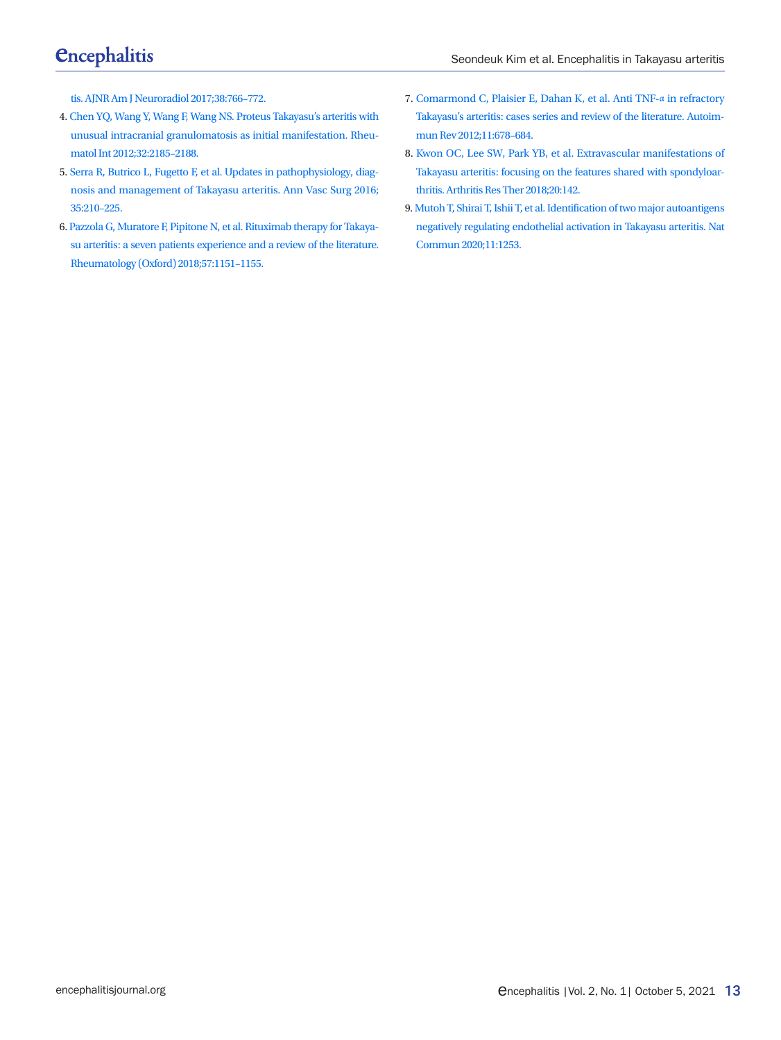tis. AJNR Am J Neuroradiol 2017;38:766–772.

4. Chen YQ, Wang Y, Wang F, Wang NS. Proteus Takayasu's arteritis with unusual intracranial granulomatosis as initial manifestation. Rheumatol Int 2012;32:2185–2188.
5. Serra R, Butrico L, Fugetto F, et al. Updates in pathophysiology, diagnosis and management of Takayasu arteritis. Ann Vasc Surg 2016; 35:210–225.
6. Pazzola G, Muratore F, Pipitone N, et al. Rituximab therapy for Takayasu arteritis: a seven patients experience and a review of the literature. Rheumatology (Oxford) 2018;57:1151–1155.
7. Comarmond C, Plaisier E, Dahan K, et al. Anti TNF-α in refractory Takayasu's arteritis: cases series and review of the literature. Autoimmun Rev 2012;11:678–684.
8. Kwon OC, Lee SW, Park YB, et al. Extravascular manifestations of Takayasu arteritis: focusing on the features shared with spondyloarthritis. Arthritis Res Ther 2018;20:142.
9. Mutoh T, Shirai T, Ishii T, et al. Identification of two major autoantigens negatively regulating endothelial activation in Takayasu arteritis. Nat Commun 2020;11:1253.